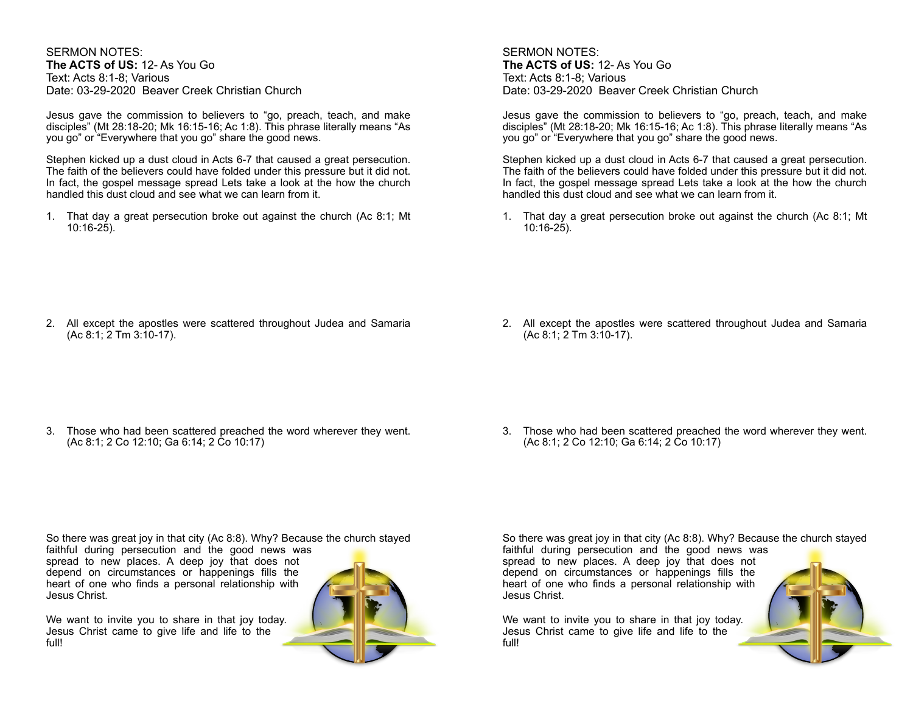SERMON NOTES:
**The ACTS of US:** 12- As You Go
Text: Acts 8:1-8; Various
Date: 03-29-2020 Beaver Creek Christian Church

Jesus gave the commission to believers to "go, preach, teach, and make disciples" (Mt 28:18-20; Mk 16:15-16; Ac 1:8). This phrase literally means "As you go" or "Everywhere that you go" share the good news.

Stephen kicked up a dust cloud in Acts 6-7 that caused a great persecution. The faith of the believers could have folded under this pressure but it did not. In fact, the gospel message spread Lets take a look at the how the church handled this dust cloud and see what we can learn from it.

1. That day a great persecution broke out against the church (Ac 8:1; Mt 10:16-25).

2. All except the apostles were scattered throughout Judea and Samaria (Ac 8:1; 2 Tm 3:10-17).

3. Those who had been scattered preached the word wherever they went. (Ac 8:1; 2 Co 12:10; Ga 6:14; 2 Co 10:17)

So there was great joy in that city (Ac 8:8). Why? Because the church stayed faithful during persecution and the good news was spread to new places. A deep joy that does not depend on circumstances or happenings fills the heart of one who finds a personal relationship with Jesus Christ.

We want to invite you to share in that joy today. Jesus Christ came to give life and life to the full!

SERMON NOTES:
**The ACTS of US:** 12- As You Go
Text: Acts 8:1-8; Various
Date: 03-29-2020 Beaver Creek Christian Church

Jesus gave the commission to believers to "go, preach, teach, and make disciples" (Mt 28:18-20; Mk 16:15-16; Ac 1:8). This phrase literally means "As you go" or "Everywhere that you go" share the good news.

Stephen kicked up a dust cloud in Acts 6-7 that caused a great persecution. The faith of the believers could have folded under this pressure but it did not. In fact, the gospel message spread Lets take a look at the how the church handled this dust cloud and see what we can learn from it.

1. That day a great persecution broke out against the church (Ac 8:1; Mt 10:16-25).

2. All except the apostles were scattered throughout Judea and Samaria (Ac 8:1; 2 Tm 3:10-17).

3. Those who had been scattered preached the word wherever they went. (Ac 8:1; 2 Co 12:10; Ga 6:14; 2 Co 10:17)

So there was great joy in that city (Ac 8:8). Why? Because the church stayed faithful during persecution and the good news was spread to new places. A deep joy that does not depend on circumstances or happenings fills the heart of one who finds a personal relationship with Jesus Christ.

We want to invite you to share in that joy today. Jesus Christ came to give life and life to the full!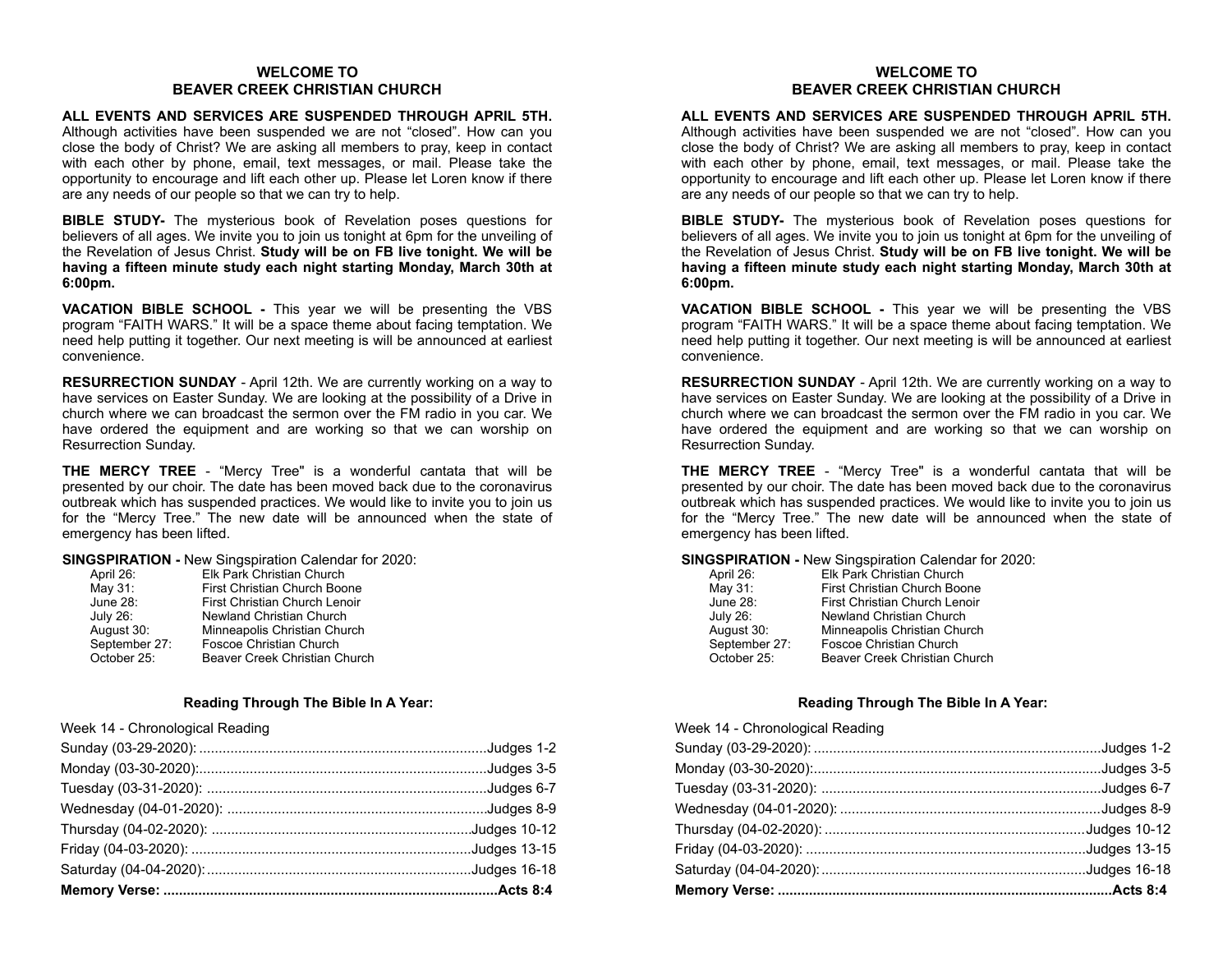## WELCOME TO
## BEAVER CREEK CHRISTIAN CHURCH

**ALL EVENTS AND SERVICES ARE SUSPENDED THROUGH APRIL 5TH.** Although activities have been suspended we are not "closed". How can you close the body of Christ? We are asking all members to pray, keep in contact with each other by phone, email, text messages, or mail. Please take the opportunity to encourage and lift each other up. Please let Loren know if there are any needs of our people so that we can try to help.

**BIBLE STUDY-** The mysterious book of Revelation poses questions for believers of all ages. We invite you to join us tonight at 6pm for the unveiling of the Revelation of Jesus Christ. **Study will be on FB live tonight. We will be having a fifteen minute study each night starting Monday, March 30th at 6:00pm.**

**VACATION BIBLE SCHOOL -** This year we will be presenting the VBS program "FAITH WARS." It will be a space theme about facing temptation. We need help putting it together. Our next meeting is will be announced at earliest convenience.

**RESURRECTION SUNDAY** - April 12th. We are currently working on a way to have services on Easter Sunday. We are looking at the possibility of a Drive in church where we can broadcast the sermon over the FM radio in you car. We have ordered the equipment and are working so that we can worship on Resurrection Sunday.

**THE MERCY TREE** - "Mercy Tree" is a wonderful cantata that will be presented by our choir. The date has been moved back due to the coronavirus outbreak which has suspended practices. We would like to invite you to join us for the "Mercy Tree." The new date will be announced when the state of emergency has been lifted.

**SINGSPIRATION -** New Singspiration Calendar for 2020:

| | |
|---|---|
| April 26: | Elk Park Christian Church |
| May 31: | First Christian Church Boone |
| June 28: | First Christian Church Lenoir |
| July 26: | Newland Christian Church |
| August 30: | Minneapolis Christian Church |
| September 27: | Foscoe Christian Church |
| October 25: | Beaver Creek Christian Church |

### Reading Through The Bible In A Year:

Week 14 - Chronological Reading

Sunday (03-29-2020): ........................................................................Judges 1-2
Monday (03-30-2020):........................................................................Judges 3-5
Tuesday (03-31-2020): ......................................................................Judges 6-7
Wednesday (04-01-2020): .................................................................Judges 8-9
Thursday (04-02-2020): .................................................................Judges 10-12
Friday (04-03-2020): .......................................................................Judges 13-15
Saturday (04-04-2020):....................................................................Judges 16-18
**Memory Verse: ....................................................................................Acts 8:4**

## WELCOME TO
## BEAVER CREEK CHRISTIAN CHURCH

**ALL EVENTS AND SERVICES ARE SUSPENDED THROUGH APRIL 5TH.** Although activities have been suspended we are not "closed". How can you close the body of Christ? We are asking all members to pray, keep in contact with each other by phone, email, text messages, or mail. Please take the opportunity to encourage and lift each other up. Please let Loren know if there are any needs of our people so that we can try to help.

**BIBLE STUDY-** The mysterious book of Revelation poses questions for believers of all ages. We invite you to join us tonight at 6pm for the unveiling of the Revelation of Jesus Christ. **Study will be on FB live tonight. We will be having a fifteen minute study each night starting Monday, March 30th at 6:00pm.**

**VACATION BIBLE SCHOOL -** This year we will be presenting the VBS program "FAITH WARS." It will be a space theme about facing temptation. We need help putting it together. Our next meeting is will be announced at earliest convenience.

**RESURRECTION SUNDAY** - April 12th. We are currently working on a way to have services on Easter Sunday. We are looking at the possibility of a Drive in church where we can broadcast the sermon over the FM radio in you car. We have ordered the equipment and are working so that we can worship on Resurrection Sunday.

**THE MERCY TREE** - "Mercy Tree" is a wonderful cantata that will be presented by our choir. The date has been moved back due to the coronavirus outbreak which has suspended practices. We would like to invite you to join us for the "Mercy Tree." The new date will be announced when the state of emergency has been lifted.

**SINGSPIRATION -** New Singspiration Calendar for 2020:

| | |
|---|---|
| April 26: | Elk Park Christian Church |
| May 31: | First Christian Church Boone |
| June 28: | First Christian Church Lenoir |
| July 26: | Newland Christian Church |
| August 30: | Minneapolis Christian Church |
| September 27: | Foscoe Christian Church |
| October 25: | Beaver Creek Christian Church |

### Reading Through The Bible In A Year:

Week 14 - Chronological Reading

Sunday (03-29-2020): ........................................................................Judges 1-2
Monday (03-30-2020):........................................................................Judges 3-5
Tuesday (03-31-2020): ......................................................................Judges 6-7
Wednesday (04-01-2020): .................................................................Judges 8-9
Thursday (04-02-2020): .................................................................Judges 10-12
Friday (04-03-2020): .......................................................................Judges 13-15
Saturday (04-04-2020):....................................................................Judges 16-18
**Memory Verse: ....................................................................................Acts 8:4**